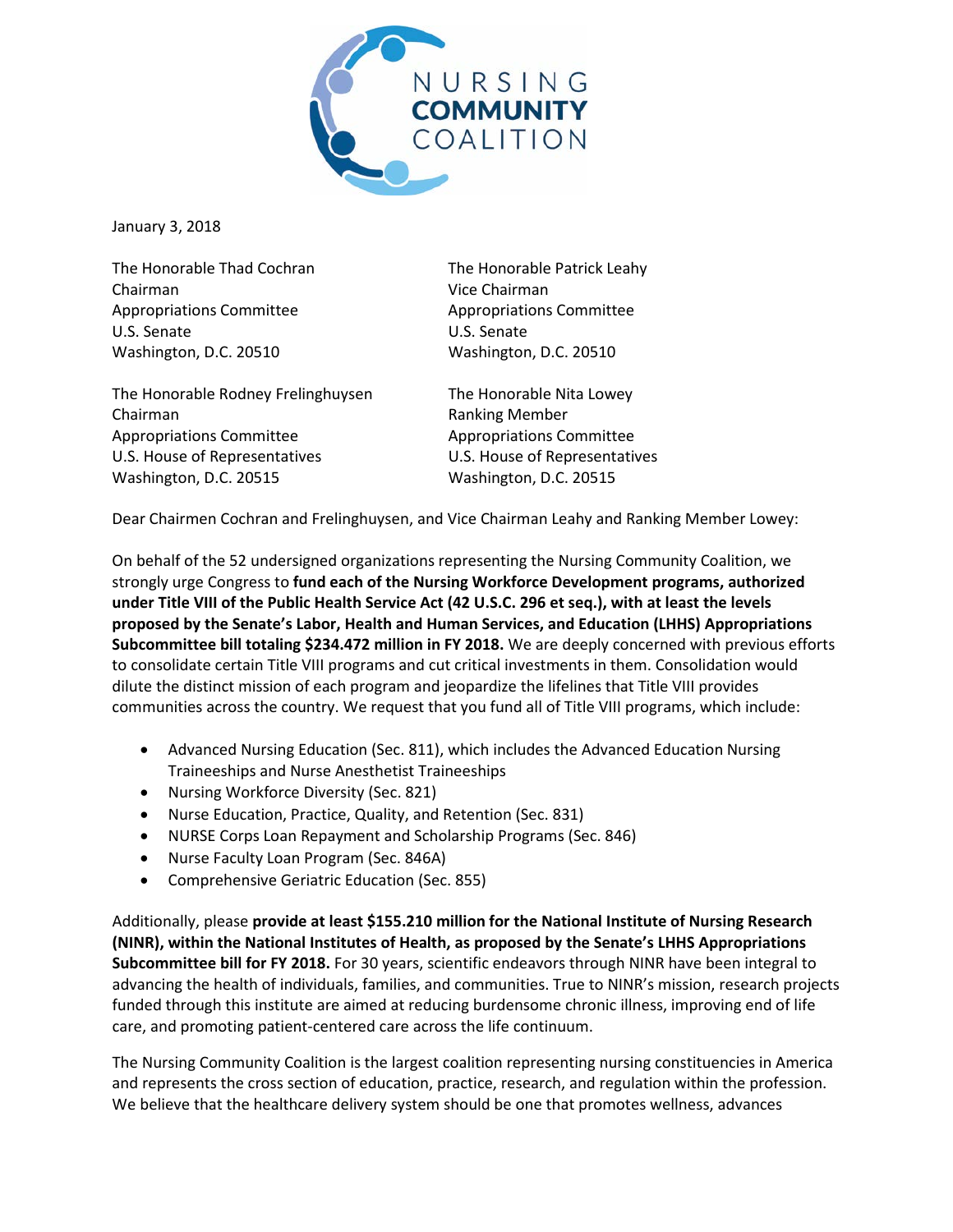NURSING
**COMMUNITY**
COALITION

January 3, 2018

The Honorable Thad Cochran
Chairman
Appropriations Committee
U.S. Senate
Washington, D.C. 20510

The Honorable Patrick Leahy
Vice Chairman
Appropriations Committee
U.S. Senate
Washington, D.C. 20510

The Honorable Rodney Frelinghuysen
Chairman
Appropriations Committee
U.S. House of Representatives
Washington, D.C. 20515

The Honorable Nita Lowey
Ranking Member
Appropriations Committee
U.S. House of Representatives
Washington, D.C. 20515

Dear Chairmen Cochran and Frelinghuysen, and Vice Chairman Leahy and Ranking Member Lowey:

On behalf of the 52 undersigned organizations representing the Nursing Community Coalition, we strongly urge Congress to **fund each of the Nursing Workforce Development programs, authorized under Title VIII of the Public Health Service Act (42 U.S.C. 296 et seq.), with at least the levels proposed by the Senate's Labor, Health and Human Services, and Education (LHHS) Appropriations Subcommittee bill totaling $234.472 million in FY 2018.** We are deeply concerned with previous efforts to consolidate certain Title VIII programs and cut critical investments in them. Consolidation would dilute the distinct mission of each program and jeopardize the lifelines that Title VIII provides communities across the country. We request that you fund all of Title VIII programs, which include:

- Advanced Nursing Education (Sec. 811), which includes the Advanced Education Nursing Traineeships and Nurse Anesthetist Traineeships
- Nursing Workforce Diversity (Sec. 821)
- Nurse Education, Practice, Quality, and Retention (Sec. 831)
- NURSE Corps Loan Repayment and Scholarship Programs (Sec. 846)
- Nurse Faculty Loan Program (Sec. 846A)
- Comprehensive Geriatric Education (Sec. 855)

Additionally, please **provide at least $155.210 million for the National Institute of Nursing Research (NINR), within the National Institutes of Health, as proposed by the Senate's LHHS Appropriations Subcommittee bill for FY 2018.** For 30 years, scientific endeavors through NINR have been integral to advancing the health of individuals, families, and communities. True to NINR's mission, research projects funded through this institute are aimed at reducing burdensome chronic illness, improving end of life care, and promoting patient-centered care across the life continuum.

The Nursing Community Coalition is the largest coalition representing nursing constituencies in America and represents the cross section of education, practice, research, and regulation within the profession. We believe that the healthcare delivery system should be one that promotes wellness, advances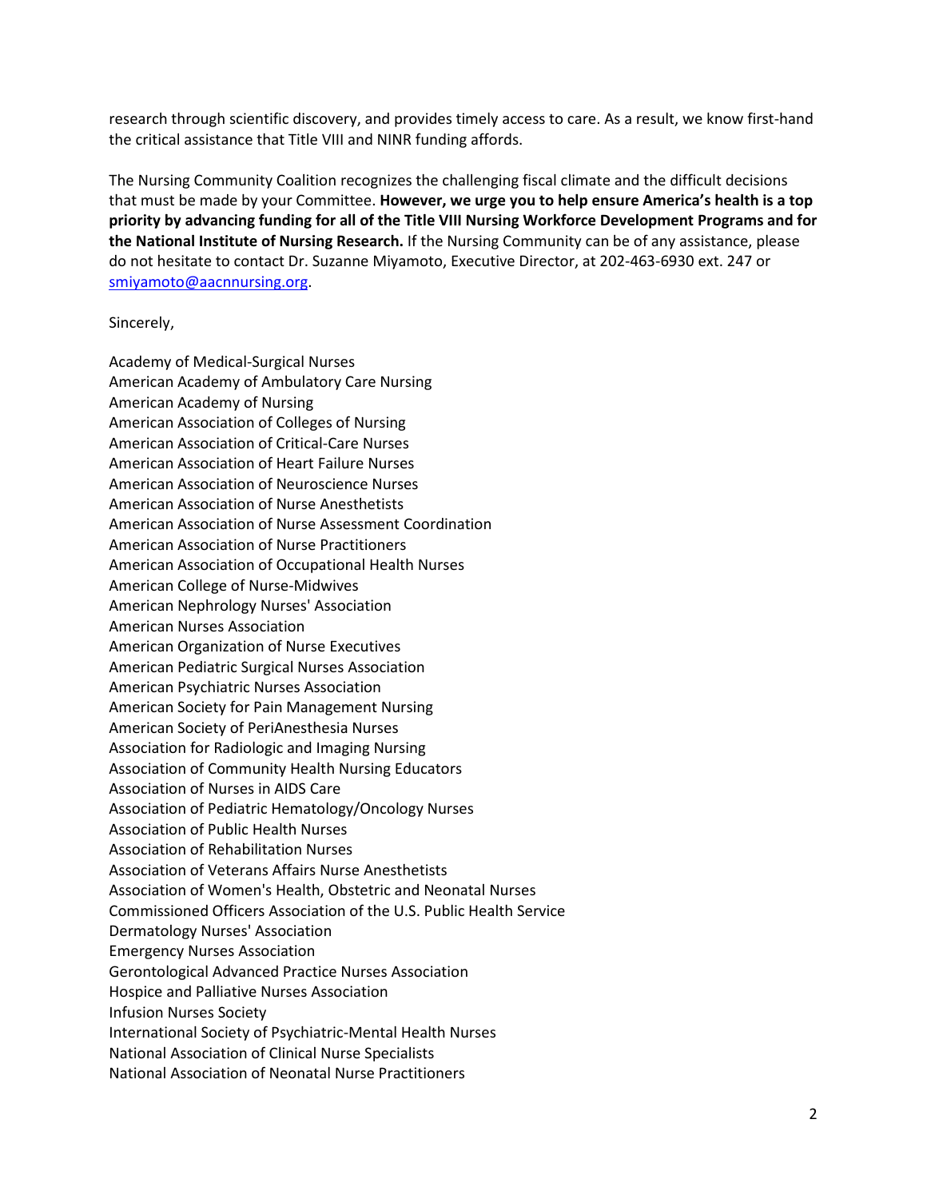research through scientific discovery, and provides timely access to care. As a result, we know first-hand the critical assistance that Title VIII and NINR funding affords.

The Nursing Community Coalition recognizes the challenging fiscal climate and the difficult decisions that must be made by your Committee. **However, we urge you to help ensure America's health is a top priority by advancing funding for all of the Title VIII Nursing Workforce Development Programs and for the National Institute of Nursing Research.** If the Nursing Community can be of any assistance, please do not hesitate to contact Dr. Suzanne Miyamoto, Executive Director, at 202-463-6930 ext. 247 or [smiyamoto@aacnnursing.org](mailto:smiyamoto@aacnnursing.org).

Sincerely,

Academy of Medical-Surgical Nurses
American Academy of Ambulatory Care Nursing
American Academy of Nursing
American Association of Colleges of Nursing
American Association of Critical-Care Nurses
American Association of Heart Failure Nurses
American Association of Neuroscience Nurses
American Association of Nurse Anesthetists
American Association of Nurse Assessment Coordination
American Association of Nurse Practitioners
American Association of Occupational Health Nurses
American College of Nurse-Midwives
American Nephrology Nurses' Association
American Nurses Association
American Organization of Nurse Executives
American Pediatric Surgical Nurses Association
American Psychiatric Nurses Association
American Society for Pain Management Nursing
American Society of PeriAnesthesia Nurses
Association for Radiologic and Imaging Nursing
Association of Community Health Nursing Educators
Association of Nurses in AIDS Care
Association of Pediatric Hematology/Oncology Nurses
Association of Public Health Nurses
Association of Rehabilitation Nurses
Association of Veterans Affairs Nurse Anesthetists
Association of Women's Health, Obstetric and Neonatal Nurses
Commissioned Officers Association of the U.S. Public Health Service
Dermatology Nurses' Association
Emergency Nurses Association
Gerontological Advanced Practice Nurses Association
Hospice and Palliative Nurses Association
Infusion Nurses Society
International Society of Psychiatric-Mental Health Nurses
National Association of Clinical Nurse Specialists
National Association of Neonatal Nurse Practitioners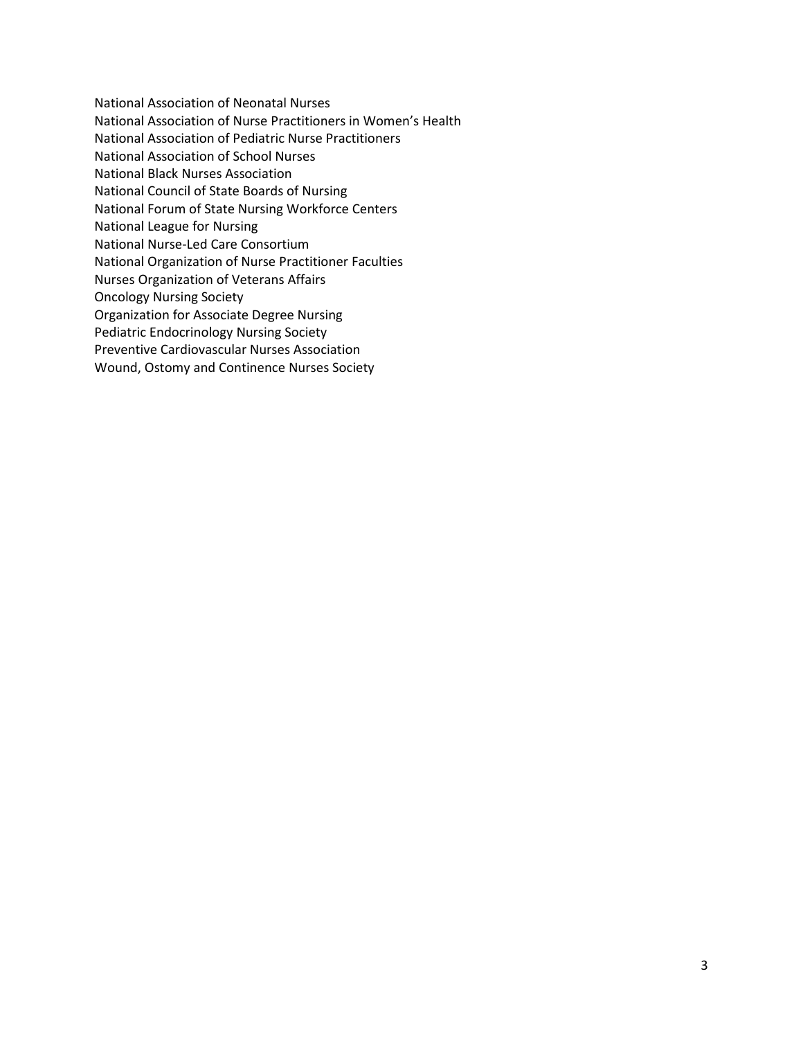National Association of Neonatal Nurses
National Association of Nurse Practitioners in Women's Health
National Association of Pediatric Nurse Practitioners
National Association of School Nurses
National Black Nurses Association
National Council of State Boards of Nursing
National Forum of State Nursing Workforce Centers
National League for Nursing
National Nurse-Led Care Consortium
National Organization of Nurse Practitioner Faculties
Nurses Organization of Veterans Affairs
Oncology Nursing Society
Organization for Associate Degree Nursing
Pediatric Endocrinology Nursing Society
Preventive Cardiovascular Nurses Association
Wound, Ostomy and Continence Nurses Society